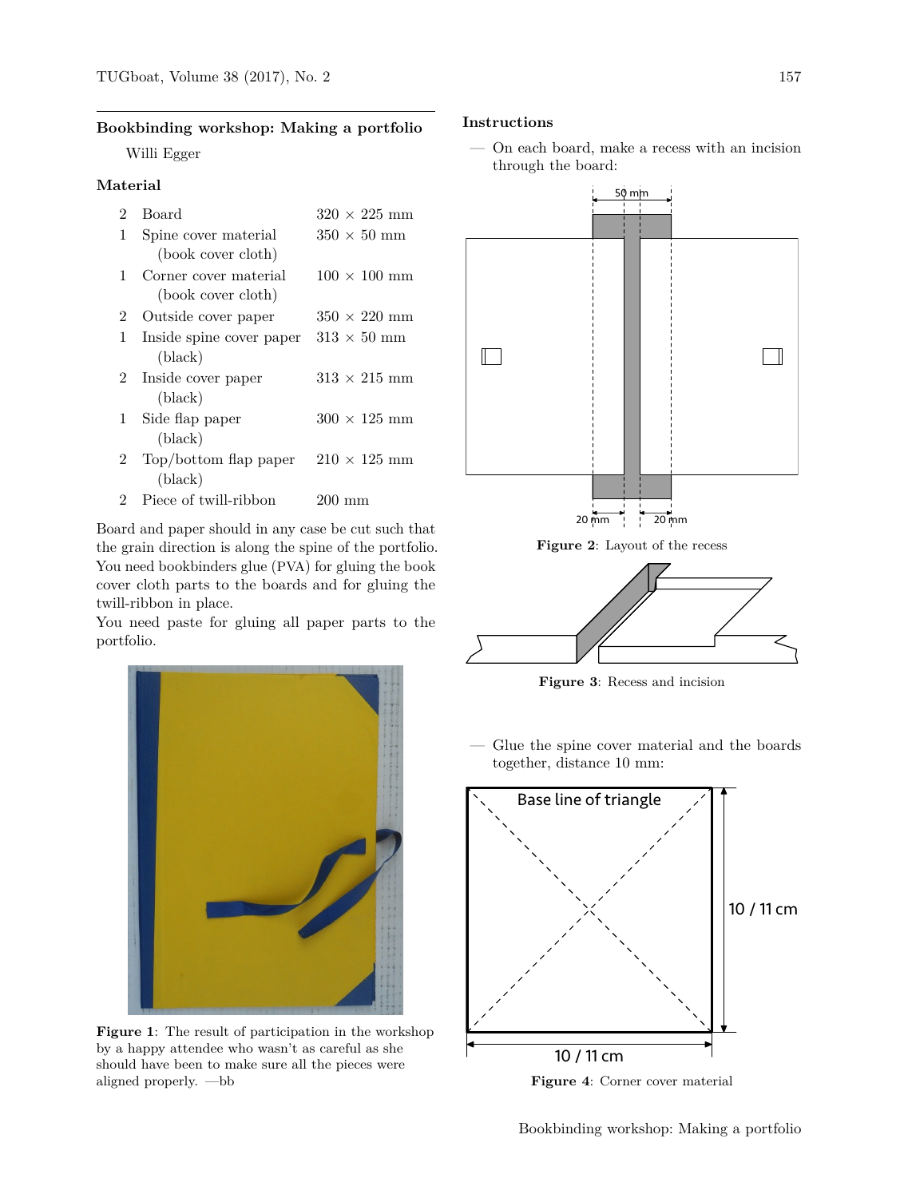## Bookbinding workshop: Making a portfolio

Willi Egger

### Material

| | | |
|---|---|---|
| 2 | Board | 320 × 225 mm |
| 1 | Spine cover material (book cover cloth) | 350 × 50 mm |
| 1 | Corner cover material (book cover cloth) | 100 × 100 mm |
| 2 | Outside cover paper | 350 × 220 mm |
| 1 | Inside spine cover paper (black) | 313 × 50 mm |
| 2 | Inside cover paper (black) | 313 × 215 mm |
| 1 | Side flap paper (black) | 300 × 125 mm |
| 2 | Top/bottom flap paper (black) | 210 × 125 mm |
| 2 | Piece of twill-ribbon | 200 mm |

Board and paper should in any case be cut such that the grain direction is along the spine of the portfolio. You need bookbinders glue (PVA) for gluing the book cover cloth parts to the boards and for gluing the twill-ribbon in place.

You need paste for gluing all paper parts to the portfolio.

**Figure 1**: The result of participation in the workshop by a happy attendee who wasn't as careful as she should have been to make sure all the pieces were aligned properly. —bb

### Instructions

— On each board, make a recess with an incision through the board:

50 mm

20 mm

20 mm

**Figure 2**: Layout of the recess

**Figure 3**: Recess and incision

— Glue the spine cover material and the boards together, distance 10 mm:

Base line of triangle

10 / 11 cm

10 / 11 cm

**Figure 4**: Corner cover material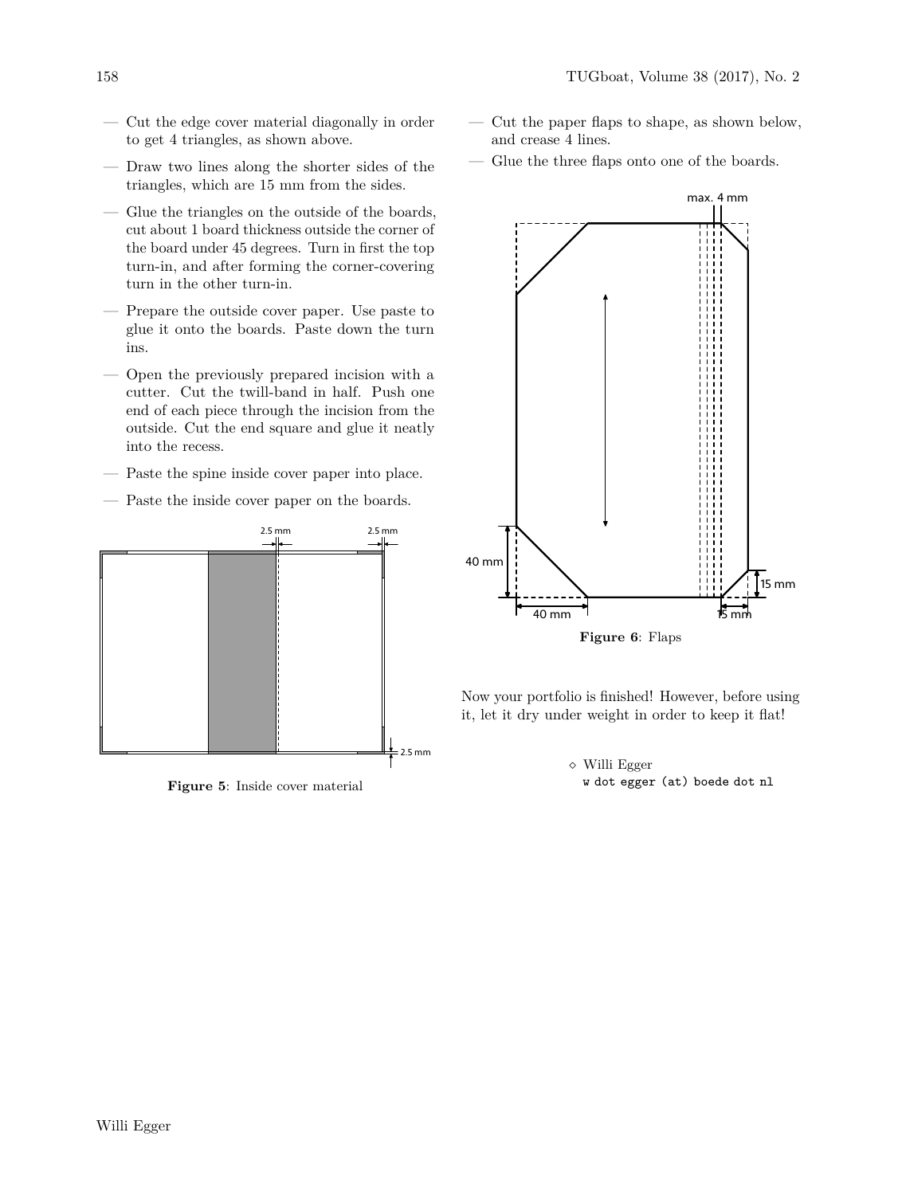— Cut the edge cover material diagonally in order to get 4 triangles, as shown above.

— Draw two lines along the shorter sides of the triangles, which are 15 mm from the sides.

— Glue the triangles on the outside of the boards, cut about 1 board thickness outside the corner of the board under 45 degrees. Turn in first the top turn-in, and after forming the corner-covering turn in the other turn-in.

— Prepare the outside cover paper. Use paste to glue it onto the boards. Paste down the turn ins.

— Open the previously prepared incision with a cutter. Cut the twill-band in half. Push one end of each piece through the incision from the outside. Cut the end square and glue it neatly into the recess.

— Paste the spine inside cover paper into place.

— Paste the inside cover paper on the boards.

2.5 mm

2.5 mm

2.5 mm

**Figure 5**: Inside cover material

— Cut the paper flaps to shape, as shown below, and crease 4 lines.

— Glue the three flaps onto one of the boards.

max. 4 mm

40 mm

40 mm

15 mm

15 mm

**Figure 6**: Flaps

Now your portfolio is finished! However, before using it, let it dry under weight in order to keep it flat!

◇ Willi Egger
`w dot egger (at) boede dot nl`